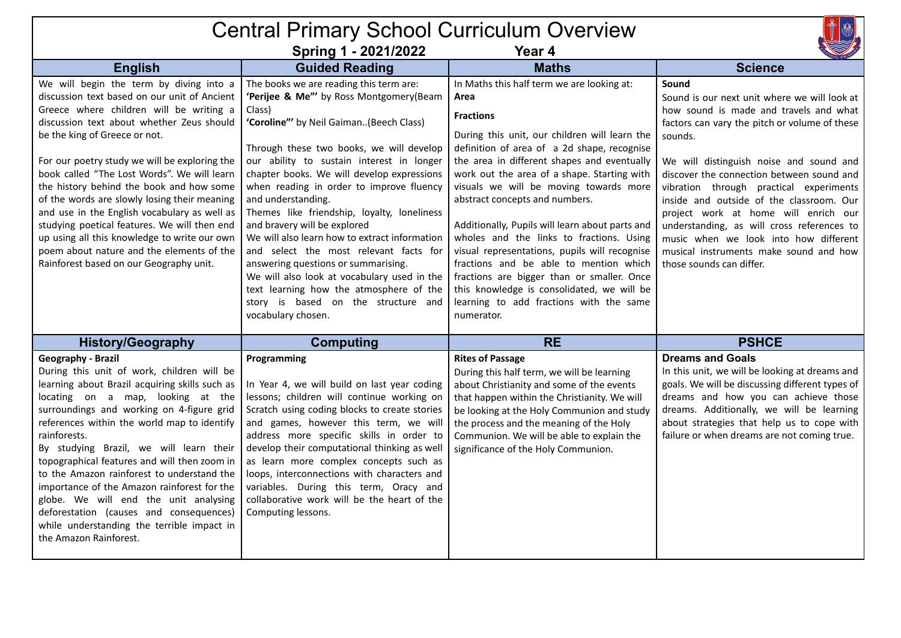# Central Primary School Curriculum Overview

**Spring 1 - 2021/2022** **Year 4**

## English

We will begin the term by diving into a discussion text based on our unit of Ancient Greece where children will be writing a discussion text about whether Zeus should be the king of Greece or not.

For our poetry study we will be exploring the book called "The Lost Words". We will learn the history behind the book and how some of the words are slowly losing their meaning and use in the English vocabulary as well as studying poetical features. We will then end up using all this knowledge to write our own poem about nature and the elements of the Rainforest based on our Geography unit.

## Guided Reading

The books we are reading this term are:
**'Perijee & Me"'** by Ross Montgomery(Beam Class)
**'Coroline"'** by Neil Gaiman..(Beech Class)

Through these two books, we will develop our ability to sustain interest in longer chapter books. We will develop expressions when reading in order to improve fluency and understanding.
Themes like friendship, loyalty, loneliness and bravery will be explored
We will also learn how to extract information and select the most relevant facts for answering questions or summarising.
We will also look at vocabulary used in the text learning how the atmosphere of the story is based on the structure and vocabulary chosen.

## Maths

In Maths this half term we are looking at:
**Area**

**Fractions**

During this unit, our children will learn the definition of area of a 2d shape, recognise the area in different shapes and eventually work out the area of a shape. Starting with visuals we will be moving towards more abstract concepts and numbers.

Additionally, Pupils will learn about parts and wholes and the links to fractions. Using visual representations, pupils will recognise fractions and be able to mention which fractions are bigger than or smaller. Once this knowledge is consolidated, we will be learning to add fractions with the same numerator.

## Science

**Sound**
Sound is our next unit where we will look at how sound is made and travels and what factors can vary the pitch or volume of these sounds.

We will distinguish noise and sound and discover the connection between sound and vibration through practical experiments inside and outside of the classroom. Our project work at home will enrich our understanding, as will cross references to music when we look into how different musical instruments make sound and how those sounds can differ.

## History/Geography

**Geography - Brazil**
During this unit of work, children will be learning about Brazil acquiring skills such as locating on a map, looking at the surroundings and working on 4-figure grid references within the world map to identify rainforests.
By studying Brazil, we will learn their topographical features and will then zoom in to the Amazon rainforest to understand the importance of the Amazon rainforest for the globe. We will end the unit analysing deforestation (causes and consequences) while understanding the terrible impact in the Amazon Rainforest.

## Computing

**Programming**

In Year 4, we will build on last year coding lessons; children will continue working on Scratch using coding blocks to create stories and games, however this term, we will address more specific skills in order to develop their computational thinking as well as learn more complex concepts such as loops, interconnections with characters and variables. During this term, Oracy and collaborative work will be the heart of the Computing lessons.

## RE

**Rites of Passage**
During this half term, we will be learning about Christianity and some of the events that happen within the Christianity. We will be looking at the Holy Communion and study the process and the meaning of the Holy Communion. We will be able to explain the significance of the Holy Communion.

## PSHCE

**Dreams and Goals**
In this unit, we will be looking at dreams and goals. We will be discussing different types of dreams and how you can achieve those dreams. Additionally, we will be learning about strategies that help us to cope with failure or when dreams are not coming true.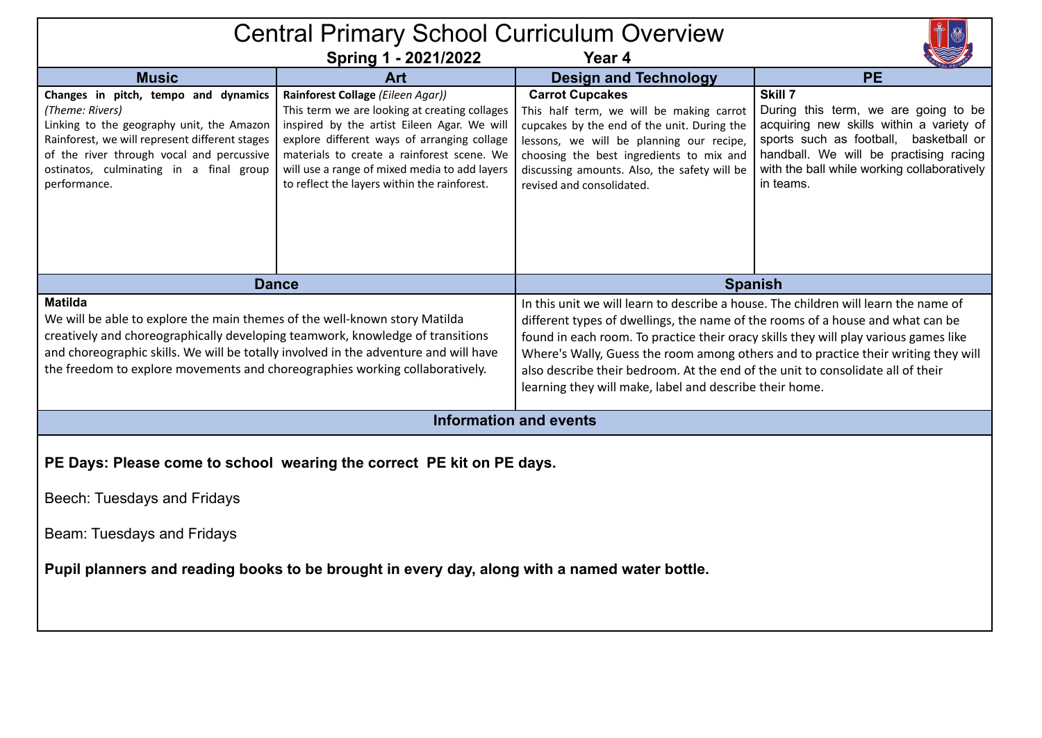# Central Primary School Curriculum Overview

**Spring 1 - 2021/2022** **Year 4**

| Music | Art | Design and Technology | PE |
|---|---|---|---|
| **Changes in pitch, tempo and dynamics** *(Theme: Rivers)*<br>Linking to the geography unit, the Amazon Rainforest, we will represent different stages of the river through vocal and percussive ostinatos, culminating in a final group performance. | **Rainforest Collage** *(Eileen Agar))*<br>This term we are looking at creating collages inspired by the artist Eileen Agar. We will explore different ways of arranging collage materials to create a rainforest scene. We will use a range of mixed media to add layers to reflect the layers within the rainforest. | **Carrot Cupcakes**<br>This half term, we will be making carrot cupcakes by the end of the unit. During the lessons, we will be planning our recipe, choosing the best ingredients to mix and discussing amounts. Also, the safety will be revised and consolidated. | **Skill 7**<br>During this term, we are going to be acquiring new skills within a variety of sports such as football, basketball or handball. We will be practising racing with the ball while working collaboratively in teams. |

| Dance | Spanish |
|---|---|
| **Matilda**<br>We will be able to explore the main themes of the well-known story Matilda creatively and choreographically developing teamwork, knowledge of transitions and choreographic skills. We will be totally involved in the adventure and will have the freedom to explore movements and choreographies working collaboratively. | In this unit we will learn to describe a house. The children will learn the name of different types of dwellings, the name of the rooms of a house and what can be found in each room. To practice their oracy skills they will play various games like Where's Wally, Guess the room among others and to practice their writing they will also describe their bedroom. At the end of the unit to consolidate all of their learning they will make, label and describe their home. |

## Information and events

**PE Days: Please come to school wearing the correct PE kit on PE days.**

Beech: Tuesdays and Fridays

Beam: Tuesdays and Fridays

**Pupil planners and reading books to be brought in every day, along with a named water bottle.**